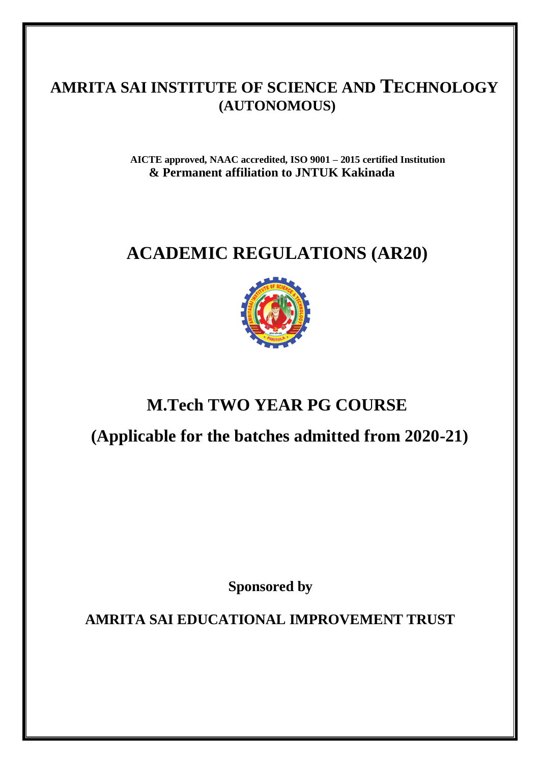# AMRITA SAI INSTITUTE OF SCIENCE AND TECHNOLOGY
## (AUTONOMOUS)

**AICTE approved, NAAC accredited, ISO 9001 – 2015 certified Institution**
**& Permanent affiliation to JNTUK Kakinada**

# ACADEMIC REGULATIONS (AR20)

## M.Tech TWO YEAR PG COURSE

## (Applicable for the batches admitted from 2020-21)

**Sponsored by**

**AMRITA SAI EDUCATIONAL IMPROVEMENT TRUST**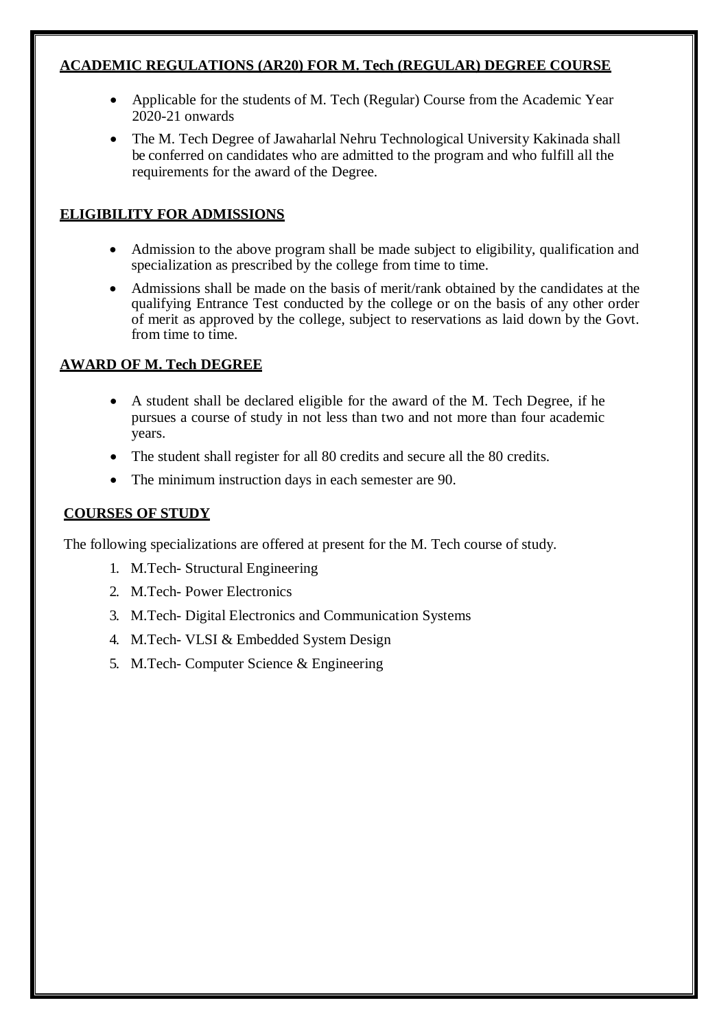## ACADEMIC REGULATIONS (AR20) FOR M. Tech (REGULAR) DEGREE COURSE

- Applicable for the students of M. Tech (Regular) Course from the Academic Year 2020-21 onwards
- The M. Tech Degree of Jawaharlal Nehru Technological University Kakinada shall be conferred on candidates who are admitted to the program and who fulfill all the requirements for the award of the Degree.

## ELIGIBILITY FOR ADMISSIONS

- Admission to the above program shall be made subject to eligibility, qualification and specialization as prescribed by the college from time to time.
- Admissions shall be made on the basis of merit/rank obtained by the candidates at the qualifying Entrance Test conducted by the college or on the basis of any other order of merit as approved by the college, subject to reservations as laid down by the Govt. from time to time.

## AWARD OF M. Tech DEGREE

- A student shall be declared eligible for the award of the M. Tech Degree, if he pursues a course of study in not less than two and not more than four academic years.
- The student shall register for all 80 credits and secure all the 80 credits.
- The minimum instruction days in each semester are 90.

## COURSES OF STUDY

The following specializations are offered at present for the M. Tech course of study.

1. M.Tech- Structural Engineering
2. M.Tech- Power Electronics
3. M.Tech- Digital Electronics and Communication Systems
4. M.Tech- VLSI & Embedded System Design
5. M.Tech- Computer Science & Engineering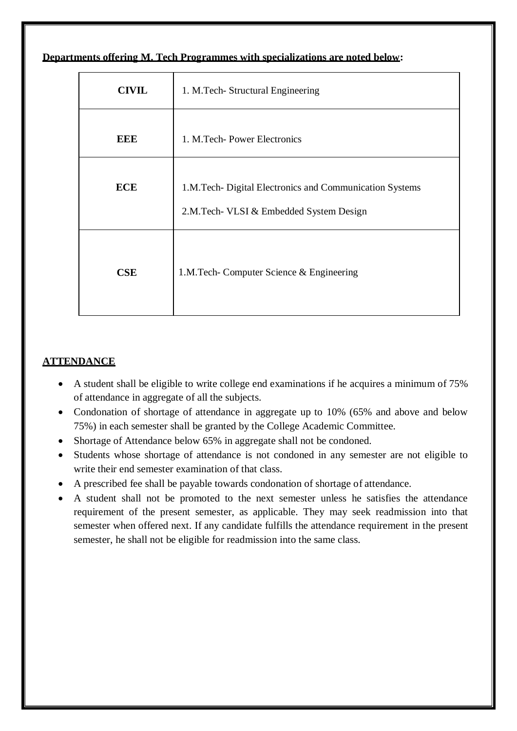**Departments offering M. Tech Programmes with specializations are noted below:**

| Department | Specialization |
|---|---|
| **CIVIL** | 1. M.Tech- Structural Engineering |
| **EEE** | 1. M.Tech- Power Electronics |
| **ECE** | 1.M.Tech- Digital Electronics and Communication Systems<br>2.M.Tech- VLSI & Embedded System Design |
| **CSE** | 1.M.Tech- Computer Science & Engineering |

## ATTENDANCE

- A student shall be eligible to write college end examinations if he acquires a minimum of 75% of attendance in aggregate of all the subjects.
- Condonation of shortage of attendance in aggregate up to 10% (65% and above and below 75%) in each semester shall be granted by the College Academic Committee.
- Shortage of Attendance below 65% in aggregate shall not be condoned.
- Students whose shortage of attendance is not condoned in any semester are not eligible to write their end semester examination of that class.
- A prescribed fee shall be payable towards condonation of shortage of attendance.
- A student shall not be promoted to the next semester unless he satisfies the attendance requirement of the present semester, as applicable. They may seek readmission into that semester when offered next. If any candidate fulfills the attendance requirement in the present semester, he shall not be eligible for readmission into the same class.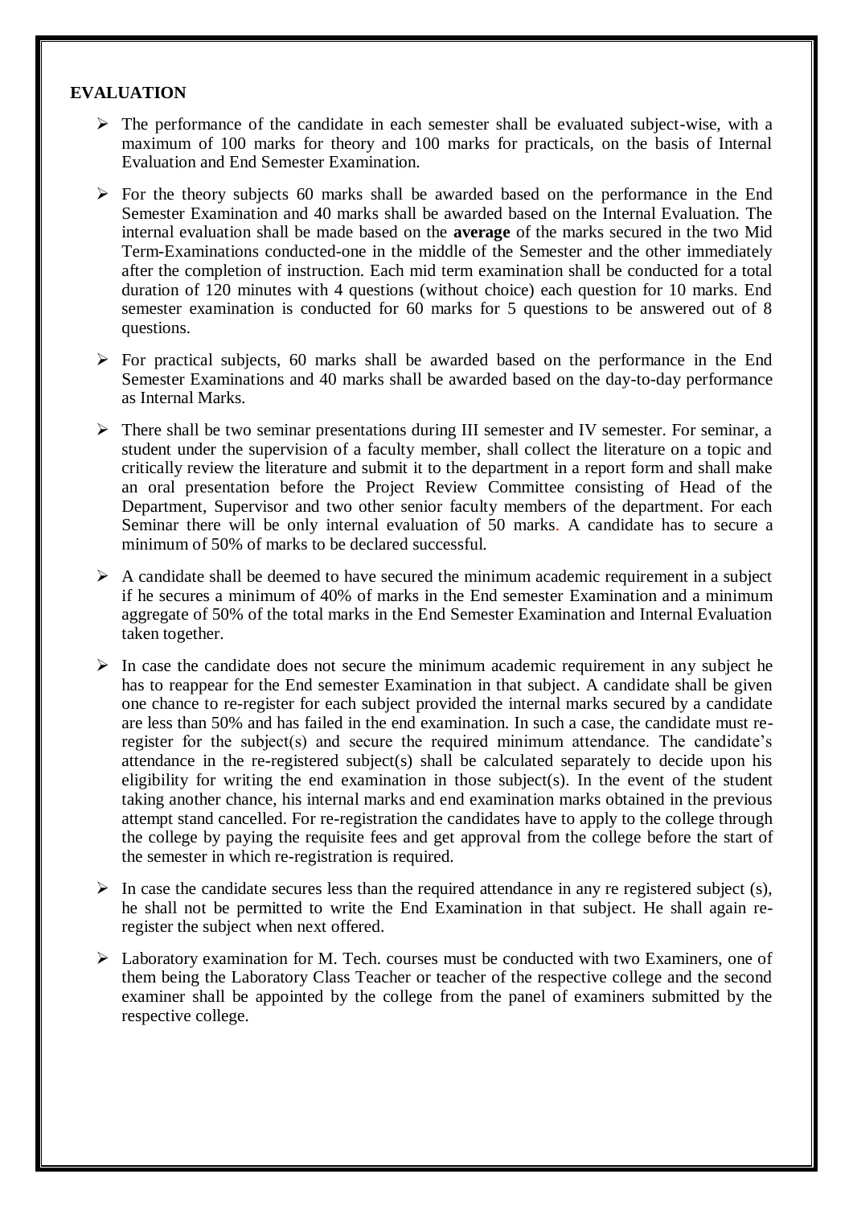## EVALUATION

- The performance of the candidate in each semester shall be evaluated subject-wise, with a maximum of 100 marks for theory and 100 marks for practicals, on the basis of Internal Evaluation and End Semester Examination.
- For the theory subjects 60 marks shall be awarded based on the performance in the End Semester Examination and 40 marks shall be awarded based on the Internal Evaluation. The internal evaluation shall be made based on the **average** of the marks secured in the two Mid Term-Examinations conducted-one in the middle of the Semester and the other immediately after the completion of instruction. Each mid term examination shall be conducted for a total duration of 120 minutes with 4 questions (without choice) each question for 10 marks. End semester examination is conducted for 60 marks for 5 questions to be answered out of 8 questions.
- For practical subjects, 60 marks shall be awarded based on the performance in the End Semester Examinations and 40 marks shall be awarded based on the day-to-day performance as Internal Marks.
- There shall be two seminar presentations during III semester and IV semester. For seminar, a student under the supervision of a faculty member, shall collect the literature on a topic and critically review the literature and submit it to the department in a report form and shall make an oral presentation before the Project Review Committee consisting of Head of the Department, Supervisor and two other senior faculty members of the department. For each Seminar there will be only internal evaluation of 50 marks. A candidate has to secure a minimum of 50% of marks to be declared successful.
- A candidate shall be deemed to have secured the minimum academic requirement in a subject if he secures a minimum of 40% of marks in the End semester Examination and a minimum aggregate of 50% of the total marks in the End Semester Examination and Internal Evaluation taken together.
- In case the candidate does not secure the minimum academic requirement in any subject he has to reappear for the End semester Examination in that subject. A candidate shall be given one chance to re-register for each subject provided the internal marks secured by a candidate are less than 50% and has failed in the end examination. In such a case, the candidate must re-register for the subject(s) and secure the required minimum attendance. The candidate's attendance in the re-registered subject(s) shall be calculated separately to decide upon his eligibility for writing the end examination in those subject(s). In the event of the student taking another chance, his internal marks and end examination marks obtained in the previous attempt stand cancelled. For re-registration the candidates have to apply to the college through the college by paying the requisite fees and get approval from the college before the start of the semester in which re-registration is required.
- In case the candidate secures less than the required attendance in any re registered subject (s), he shall not be permitted to write the End Examination in that subject. He shall again re-register the subject when next offered.
- Laboratory examination for M. Tech. courses must be conducted with two Examiners, one of them being the Laboratory Class Teacher or teacher of the respective college and the second examiner shall be appointed by the college from the panel of examiners submitted by the respective college.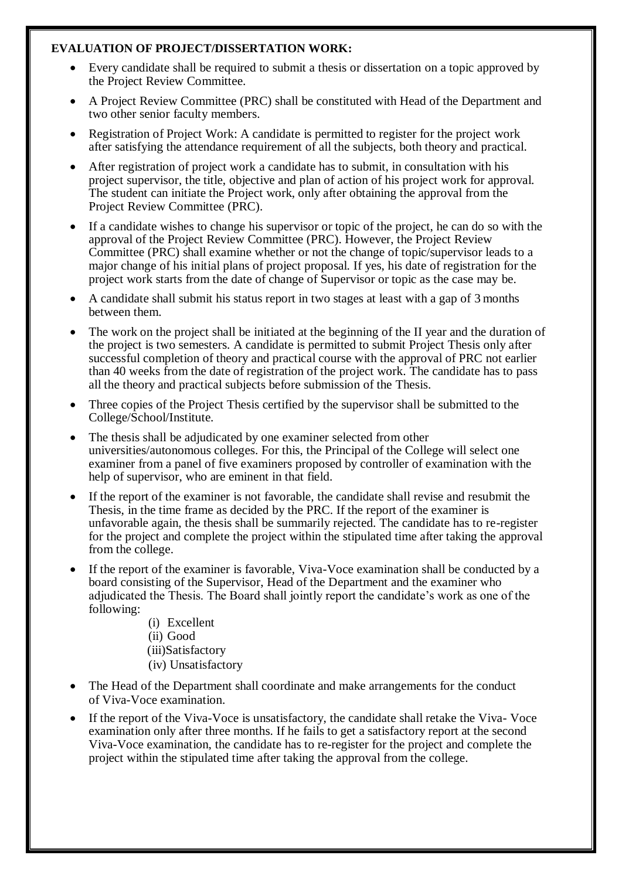**EVALUATION OF PROJECT/DISSERTATION WORK:**

- Every candidate shall be required to submit a thesis or dissertation on a topic approved by the Project Review Committee.
- A Project Review Committee (PRC) shall be constituted with Head of the Department and two other senior faculty members.
- Registration of Project Work: A candidate is permitted to register for the project work after satisfying the attendance requirement of all the subjects, both theory and practical.
- After registration of project work a candidate has to submit, in consultation with his project supervisor, the title, objective and plan of action of his project work for approval. The student can initiate the Project work, only after obtaining the approval from the Project Review Committee (PRC).
- If a candidate wishes to change his supervisor or topic of the project, he can do so with the approval of the Project Review Committee (PRC). However, the Project Review Committee (PRC) shall examine whether or not the change of topic/supervisor leads to a major change of his initial plans of project proposal. If yes, his date of registration for the project work starts from the date of change of Supervisor or topic as the case may be.
- A candidate shall submit his status report in two stages at least with a gap of 3 months between them.
- The work on the project shall be initiated at the beginning of the II year and the duration of the project is two semesters. A candidate is permitted to submit Project Thesis only after successful completion of theory and practical course with the approval of PRC not earlier than 40 weeks from the date of registration of the project work. The candidate has to pass all the theory and practical subjects before submission of the Thesis.
- Three copies of the Project Thesis certified by the supervisor shall be submitted to the College/School/Institute.
- The thesis shall be adjudicated by one examiner selected from other universities/autonomous colleges. For this, the Principal of the College will select one examiner from a panel of five examiners proposed by controller of examination with the help of supervisor, who are eminent in that field.
- If the report of the examiner is not favorable, the candidate shall revise and resubmit the Thesis, in the time frame as decided by the PRC. If the report of the examiner is unfavorable again, the thesis shall be summarily rejected. The candidate has to re-register for the project and complete the project within the stipulated time after taking the approval from the college.
- If the report of the examiner is favorable, Viva-Voce examination shall be conducted by a board consisting of the Supervisor, Head of the Department and the examiner who adjudicated the Thesis. The Board shall jointly report the candidate's work as one of the following:
  - (i) Excellent
  - (ii) Good
  - (iii) Satisfactory
  - (iv) Unsatisfactory
- The Head of the Department shall coordinate and make arrangements for the conduct of Viva-Voce examination.
- If the report of the Viva-Voce is unsatisfactory, the candidate shall retake the Viva- Voce examination only after three months. If he fails to get a satisfactory report at the second Viva-Voce examination, the candidate has to re-register for the project and complete the project within the stipulated time after taking the approval from the college.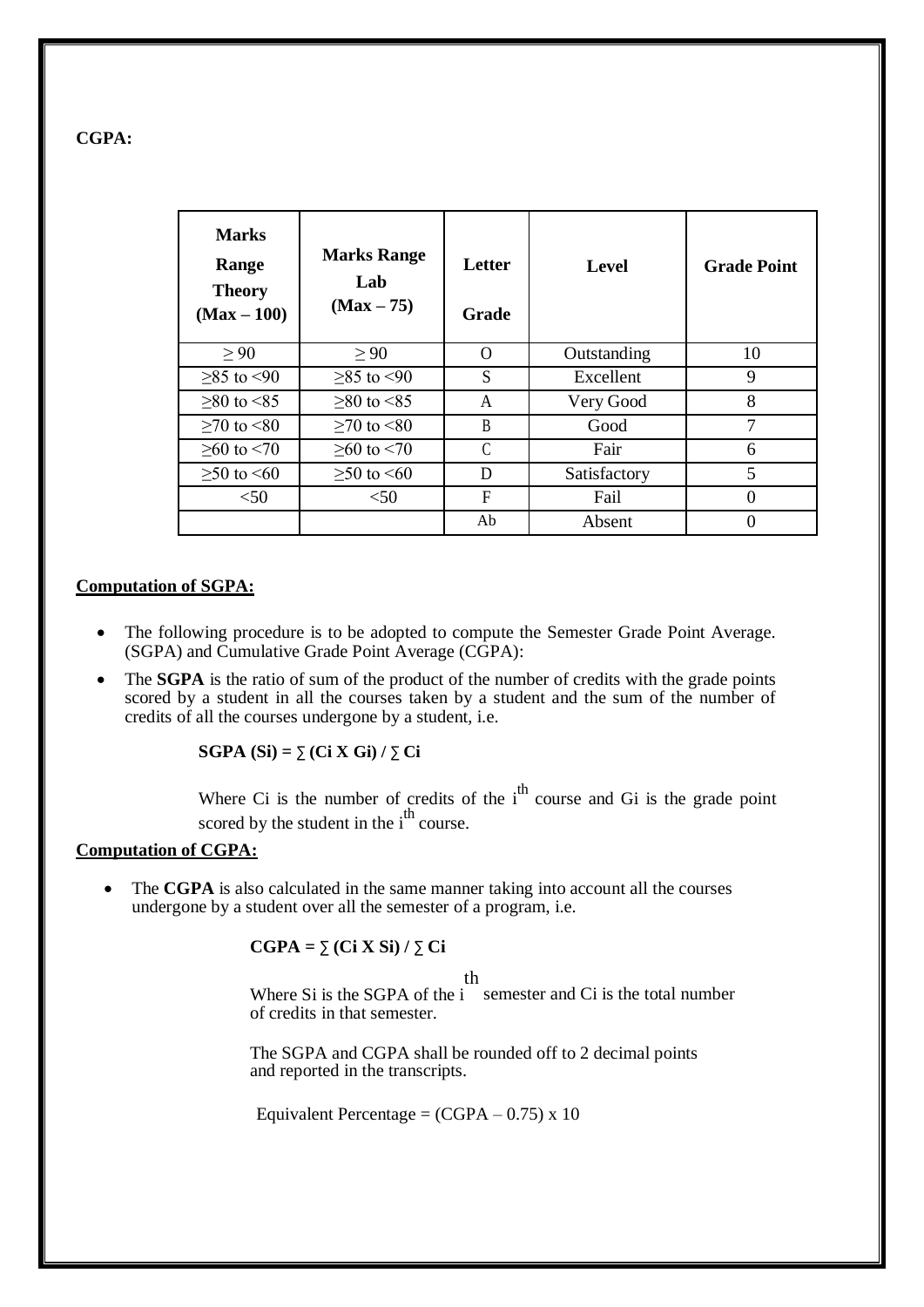**CGPA:**

| **Marks Range Theory (Max – 100)** | **Marks Range Lab (Max – 75)** | **Letter Grade** | **Level** | **Grade Point** |
|---|---|---|---|---|
| ≥ 90 | ≥ 90 | O | Outstanding | 10 |
| ≥85 to <90 | ≥85 to <90 | S | Excellent | 9 |
| ≥80 to <85 | ≥80 to <85 | A | Very Good | 8 |
| ≥70 to <80 | ≥70 to <80 | B | Good | 7 |
| ≥60 to <70 | ≥60 to <70 | C | Fair | 6 |
| ≥50 to <60 | ≥50 to <60 | D | Satisfactory | 5 |
| <50 | <50 | F | Fail | 0 |
| | | Ab | Absent | 0 |

**Computation of SGPA:**

- The following procedure is to be adopted to compute the Semester Grade Point Average. (SGPA) and Cumulative Grade Point Average (CGPA):
- The **SGPA** is the ratio of sum of the product of the number of credits with the grade points scored by a student in all the courses taken by a student and the sum of the number of credits of all the courses undergone by a student, i.e.

  **SGPA (Si) = ∑ (Ci X Gi) / ∑ Ci**

  Where Ci is the number of credits of the $i^{th}$ course and Gi is the grade point scored by the student in the $i^{th}$ course.

**Computation of CGPA:**

- The **CGPA** is also calculated in the same manner taking into account all the courses undergone by a student over all the semester of a program, i.e.

  **CGPA = ∑ (Ci X Si) / ∑ Ci**

  Where Si is the SGPA of the $i^{th}$ semester and Ci is the total number of credits in that semester.

  The SGPA and CGPA shall be rounded off to 2 decimal points and reported in the transcripts.

  Equivalent Percentage = (CGPA – 0.75) x 10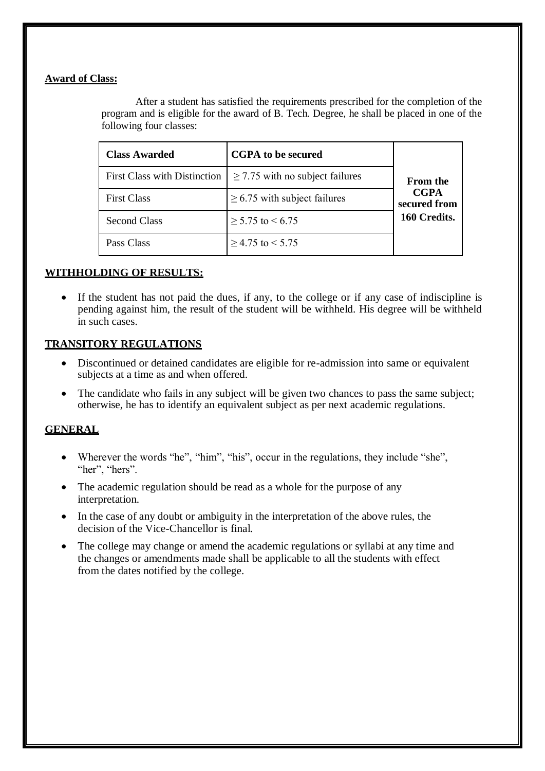**Award of Class:**

After a student has satisfied the requirements prescribed for the completion of the program and is eligible for the award of B. Tech. Degree, he shall be placed in one of the following four classes:

| Class Awarded | CGPA to be secured | |
|---|---|---|
| First Class with Distinction | $\geq 7.75$ with no subject failures | **From the CGPA secured from 160 Credits.** |
| First Class | $\geq 6.75$ with subject failures | |
| Second Class | $\geq 5.75$ to $< 6.75$ | |
| Pass Class | $\geq 4.75$ to $< 5.75$ | |

## WITHHOLDING OF RESULTS:

- If the student has not paid the dues, if any, to the college or if any case of indiscipline is pending against him, the result of the student will be withheld. His degree will be withheld in such cases.

## TRANSITORY REGULATIONS

- Discontinued or detained candidates are eligible for re-admission into same or equivalent subjects at a time as and when offered.
- The candidate who fails in any subject will be given two chances to pass the same subject; otherwise, he has to identify an equivalent subject as per next academic regulations.

## GENERAL

- Wherever the words "he", "him", "his", occur in the regulations, they include "she", "her", "hers".
- The academic regulation should be read as a whole for the purpose of any interpretation.
- In the case of any doubt or ambiguity in the interpretation of the above rules, the decision of the Vice-Chancellor is final.
- The college may change or amend the academic regulations or syllabi at any time and the changes or amendments made shall be applicable to all the students with effect from the dates notified by the college.